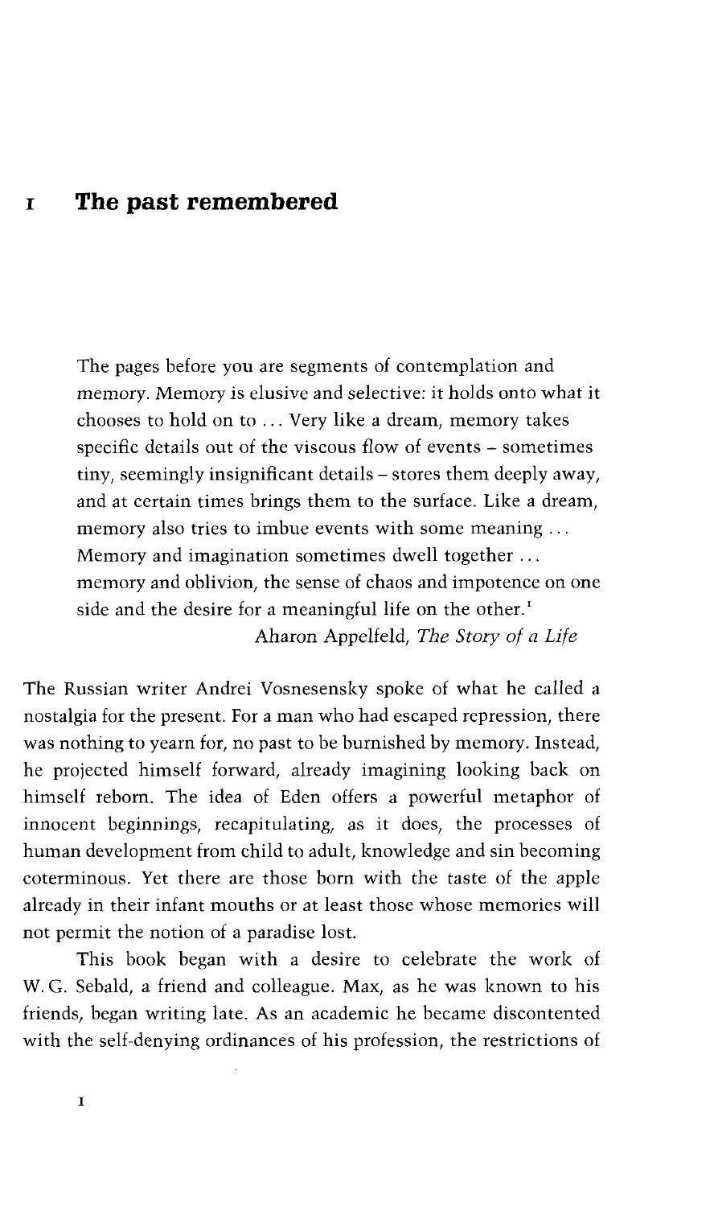# 1 The past remembered

> The pages before you are segments of contemplation and memory. Memory is elusive and selective: it holds onto what it chooses to hold on to ... Very like a dream, memory takes specific details out of the viscous flow of events – sometimes tiny, seemingly insignificant details – stores them deeply away, and at certain times brings them to the surface. Like a dream, memory also tries to imbue events with some meaning ... Memory and imagination sometimes dwell together ... memory and oblivion, the sense of chaos and impotence on one side and the desire for a meaningful life on the other.[1]
>
> Aharon Appelfeld, *The Story of a Life*

The Russian writer Andrei Vosnesensky spoke of what he called a nostalgia for the present. For a man who had escaped repression, there was nothing to yearn for, no past to be burnished by memory. Instead, he projected himself forward, already imagining looking back on himself reborn. The idea of Eden offers a powerful metaphor of innocent beginnings, recapitulating, as it does, the processes of human development from child to adult, knowledge and sin becoming coterminous. Yet there are those born with the taste of the apple already in their infant mouths or at least those whose memories will not permit the notion of a paradise lost.

This book began with a desire to celebrate the work of W. G. Sebald, a friend and colleague. Max, as he was known to his friends, began writing late. As an academic he became discontented with the self-denying ordinances of his profession, the restrictions of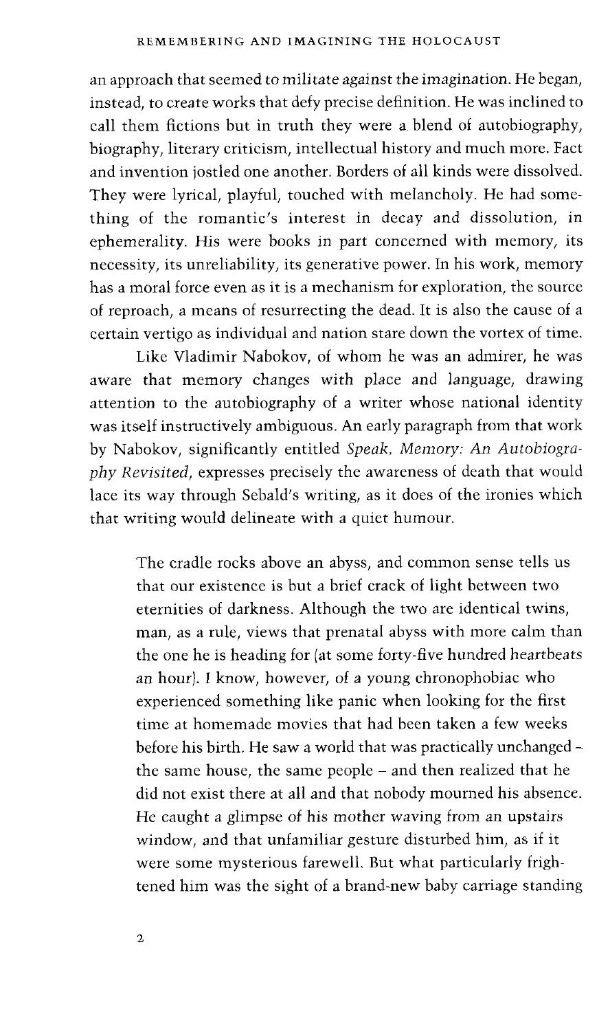an approach that seemed to militate against the imagination. He began, instead, to create works that defy precise definition. He was inclined to call them fictions but in truth they were a blend of autobiography, biography, literary criticism, intellectual history and much more. Fact and invention jostled one another. Borders of all kinds were dissolved. They were lyrical, playful, touched with melancholy. He had something of the romantic's interest in decay and dissolution, in ephemerality. His were books in part concerned with memory, its necessity, its unreliability, its generative power. In his work, memory has a moral force even as it is a mechanism for exploration, the source of reproach, a means of resurrecting the dead. It is also the cause of a certain vertigo as individual and nation stare down the vortex of time.

Like Vladimir Nabokov, of whom he was an admirer, he was aware that memory changes with place and language, drawing attention to the autobiography of a writer whose national identity was itself instructively ambiguous. An early paragraph from that work by Nabokov, significantly entitled *Speak, Memory: An Autobiography Revisited*, expresses precisely the awareness of death that would lace its way through Sebald's writing, as it does of the ironies which that writing would delineate with a quiet humour.

> The cradle rocks above an abyss, and common sense tells us that our existence is but a brief crack of light between two eternities of darkness. Although the two are identical twins, man, as a rule, views that prenatal abyss with more calm than the one he is heading for (at some forty-five hundred heartbeats an hour). I know, however, of a young chronophobiac who experienced something like panic when looking for the first time at homemade movies that had been taken a few weeks before his birth. He saw a world that was practically unchanged – the same house, the same people – and then realized that he did not exist there at all and that nobody mourned his absence. He caught a glimpse of his mother waving from an upstairs window, and that unfamiliar gesture disturbed him, as if it were some mysterious farewell. But what particularly frightened him was the sight of a brand-new baby carriage standing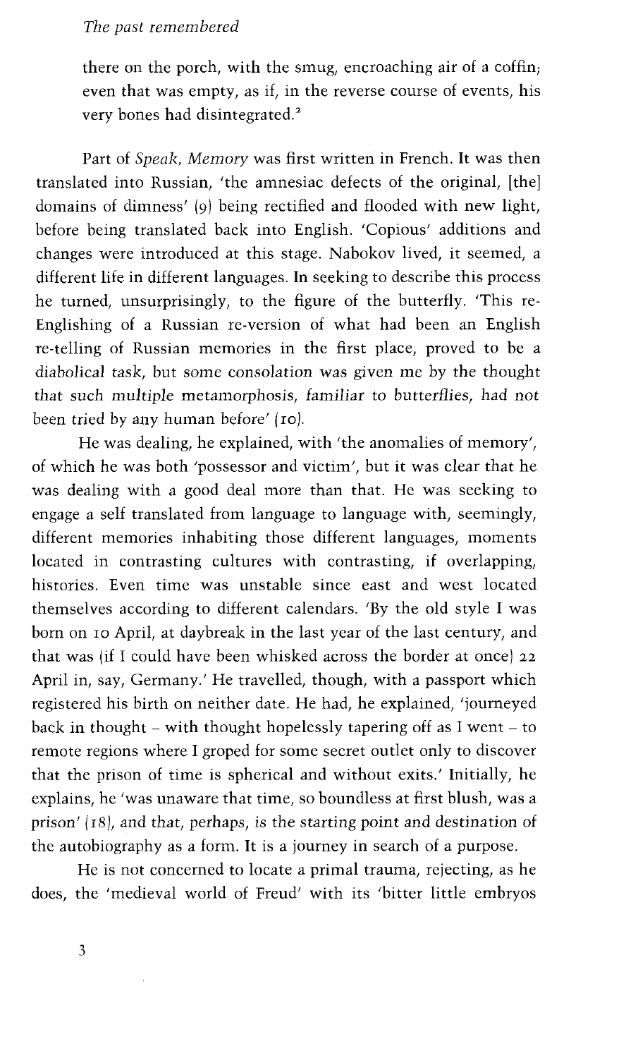there on the porch, with the smug, encroaching air of a coffin; even that was empty, as if, in the reverse course of events, his very bones had disintegrated.[2]

Part of *Speak, Memory* was first written in French. It was then translated into Russian, 'the amnesiac defects of the original, [the] domains of dimness' (9) being rectified and flooded with new light, before being translated back into English. 'Copious' additions and changes were introduced at this stage. Nabokov lived, it seemed, a different life in different languages. In seeking to describe this process he turned, unsurprisingly, to the figure of the butterfly. 'This re-Englishing of a Russian re-version of what had been an English re-telling of Russian memories in the first place, proved to be a diabolical task, but some consolation was given me by the thought that such multiple metamorphosis, familiar to butterflies, had not been tried by any human before' (10).

He was dealing, he explained, with 'the anomalies of memory', of which he was both 'possessor and victim', but it was clear that he was dealing with a good deal more than that. He was seeking to engage a self translated from language to language with, seemingly, different memories inhabiting those different languages, moments located in contrasting cultures with contrasting, if overlapping, histories. Even time was unstable since east and west located themselves according to different calendars. 'By the old style I was born on 10 April, at daybreak in the last year of the last century, and that was (if I could have been whisked across the border at once) 22 April in, say, Germany.' He travelled, though, with a passport which registered his birth on neither date. He had, he explained, 'journeyed back in thought – with thought hopelessly tapering off as I went – to remote regions where I groped for some secret outlet only to discover that the prison of time is spherical and without exits.' Initially, he explains, he 'was unaware that time, so boundless at first blush, was a prison' (18), and that, perhaps, is the starting point and destination of the autobiography as a form. It is a journey in search of a purpose.

He is not concerned to locate a primal trauma, rejecting, as he does, the 'medieval world of Freud' with its 'bitter little embryos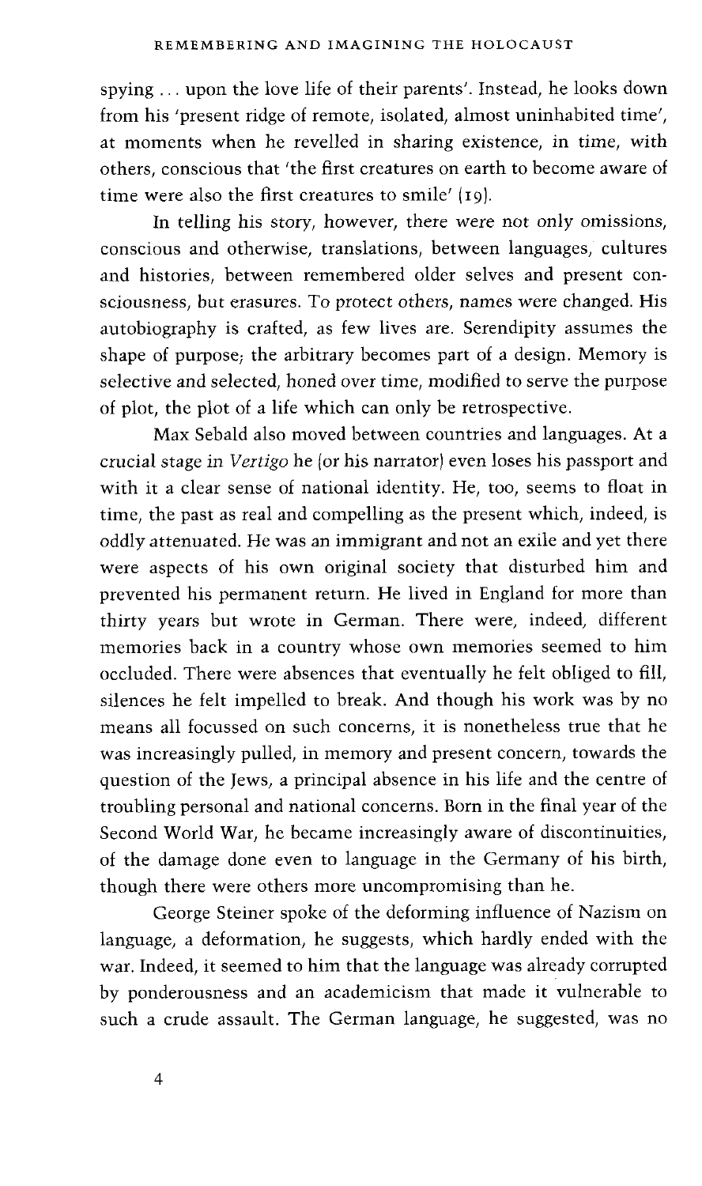spying ... upon the love life of their parents'. Instead, he looks down from his 'present ridge of remote, isolated, almost uninhabited time', at moments when he revelled in sharing existence, in time, with others, conscious that 'the first creatures on earth to become aware of time were also the first creatures to smile' (19).

In telling his story, however, there were not only omissions, conscious and otherwise, translations, between languages, cultures and histories, between remembered older selves and present consciousness, but erasures. To protect others, names were changed. His autobiography is crafted, as few lives are. Serendipity assumes the shape of purpose; the arbitrary becomes part of a design. Memory is selective and selected, honed over time, modified to serve the purpose of plot, the plot of a life which can only be retrospective.

Max Sebald also moved between countries and languages. At a crucial stage in *Vertigo* he (or his narrator) even loses his passport and with it a clear sense of national identity. He, too, seems to float in time, the past as real and compelling as the present which, indeed, is oddly attenuated. He was an immigrant and not an exile and yet there were aspects of his own original society that disturbed him and prevented his permanent return. He lived in England for more than thirty years but wrote in German. There were, indeed, different memories back in a country whose own memories seemed to him occluded. There were absences that eventually he felt obliged to fill, silences he felt impelled to break. And though his work was by no means all focussed on such concerns, it is nonetheless true that he was increasingly pulled, in memory and present concern, towards the question of the Jews, a principal absence in his life and the centre of troubling personal and national concerns. Born in the final year of the Second World War, he became increasingly aware of discontinuities, of the damage done even to language in the Germany of his birth, though there were others more uncompromising than he.

George Steiner spoke of the deforming influence of Nazism on language, a deformation, he suggests, which hardly ended with the war. Indeed, it seemed to him that the language was already corrupted by ponderousness and an academicism that made it vulnerable to such a crude assault. The German language, he suggested, was no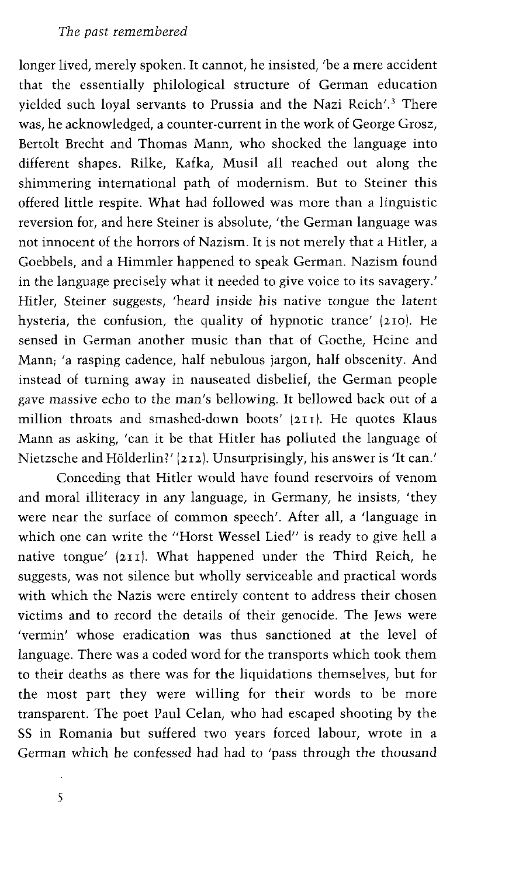longer lived, merely spoken. It cannot, he insisted, 'be a mere accident that the essentially philological structure of German education yielded such loyal servants to Prussia and the Nazi Reich'.[3] There was, he acknowledged, a counter-current in the work of George Grosz, Bertolt Brecht and Thomas Mann, who shocked the language into different shapes. Rilke, Kafka, Musil all reached out along the shimmering international path of modernism. But to Steiner this offered little respite. What had followed was more than a linguistic reversion for, and here Steiner is absolute, 'the German language was not innocent of the horrors of Nazism. It is not merely that a Hitler, a Goebbels, and a Himmler happened to speak German. Nazism found in the language precisely what it needed to give voice to its savagery.' Hitler, Steiner suggests, 'heard inside his native tongue the latent hysteria, the confusion, the quality of hypnotic trance' (210). He sensed in German another music than that of Goethe, Heine and Mann; 'a rasping cadence, half nebulous jargon, half obscenity. And instead of turning away in nauseated disbelief, the German people gave massive echo to the man's bellowing. It bellowed back out of a million throats and smashed-down boots' (211). He quotes Klaus Mann as asking, 'can it be that Hitler has polluted the language of Nietzsche and Hölderlin?' (212). Unsurprisingly, his answer is 'It can.'

Conceding that Hitler would have found reservoirs of venom and moral illiteracy in any language, in Germany, he insists, 'they were near the surface of common speech'. After all, a 'language in which one can write the "Horst Wessel Lied" is ready to give hell a native tongue' (211). What happened under the Third Reich, he suggests, was not silence but wholly serviceable and practical words with which the Nazis were entirely content to address their chosen victims and to record the details of their genocide. The Jews were 'vermin' whose eradication was thus sanctioned at the level of language. There was a coded word for the transports which took them to their deaths as there was for the liquidations themselves, but for the most part they were willing for their words to be more transparent. The poet Paul Celan, who had escaped shooting by the SS in Romania but suffered two years forced labour, wrote in a German which he confessed had had to 'pass through the thousand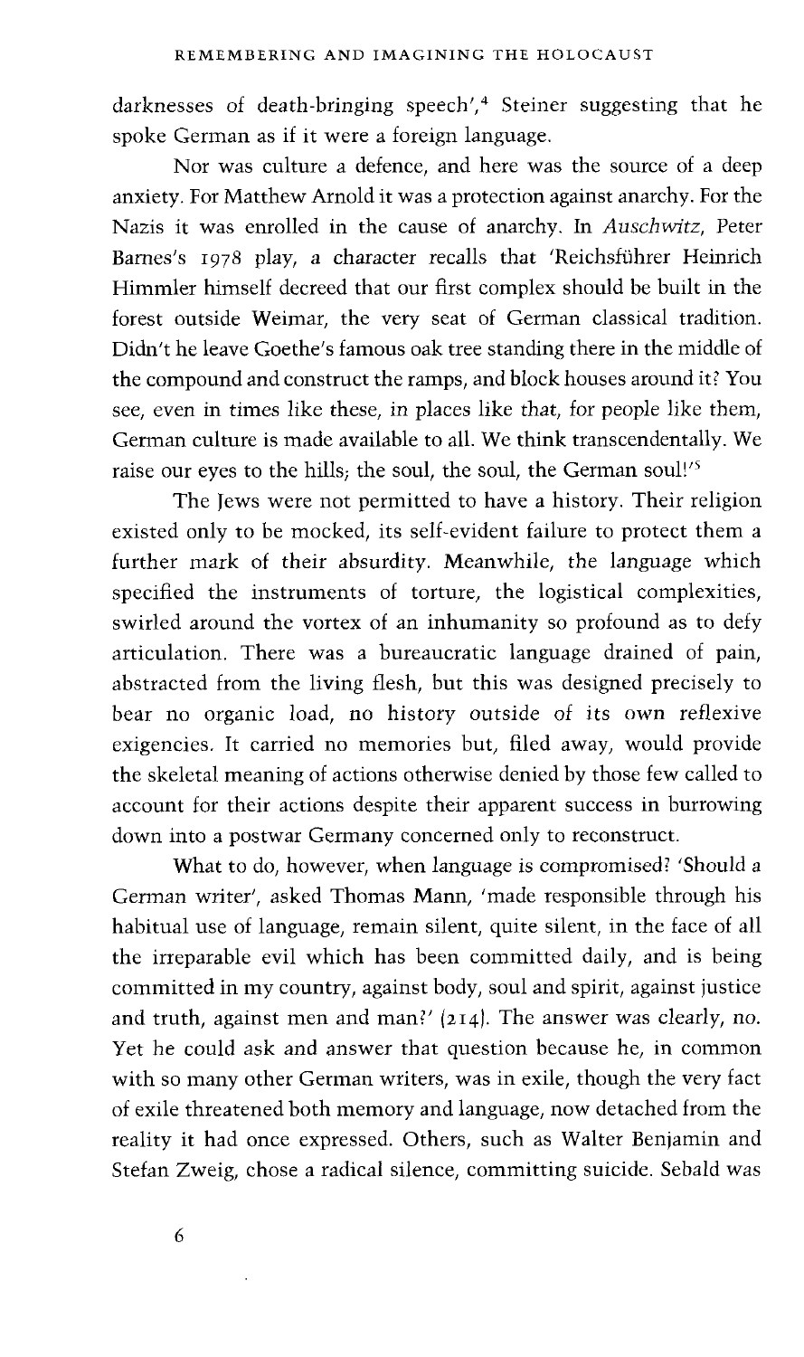darknesses of death-bringing speech',[4] Steiner suggesting that he spoke German as if it were a foreign language.

Nor was culture a defence, and here was the source of a deep anxiety. For Matthew Arnold it was a protection against anarchy. For the Nazis it was enrolled in the cause of anarchy. In *Auschwitz*, Peter Barnes's 1978 play, a character recalls that 'Reichsführer Heinrich Himmler himself decreed that our first complex should be built in the forest outside Weimar, the very seat of German classical tradition. Didn't he leave Goethe's famous oak tree standing there in the middle of the compound and construct the ramps, and block houses around it? You see, even in times like these, in places like that, for people like them, German culture is made available to all. We think transcendentally. We raise our eyes to the hills; the soul, the soul, the German soul!'[5]

The Jews were not permitted to have a history. Their religion existed only to be mocked, its self-evident failure to protect them a further mark of their absurdity. Meanwhile, the language which specified the instruments of torture, the logistical complexities, swirled around the vortex of an inhumanity so profound as to defy articulation. There was a bureaucratic language drained of pain, abstracted from the living flesh, but this was designed precisely to bear no organic load, no history outside of its own reflexive exigencies. It carried no memories but, filed away, would provide the skeletal meaning of actions otherwise denied by those few called to account for their actions despite their apparent success in burrowing down into a postwar Germany concerned only to reconstruct.

What to do, however, when language is compromised? 'Should a German writer', asked Thomas Mann, 'made responsible through his habitual use of language, remain silent, quite silent, in the face of all the irreparable evil which has been committed daily, and is being committed in my country, against body, soul and spirit, against justice and truth, against men and man?' (214). The answer was clearly, no. Yet he could ask and answer that question because he, in common with so many other German writers, was in exile, though the very fact of exile threatened both memory and language, now detached from the reality it had once expressed. Others, such as Walter Benjamin and Stefan Zweig, chose a radical silence, committing suicide. Sebald was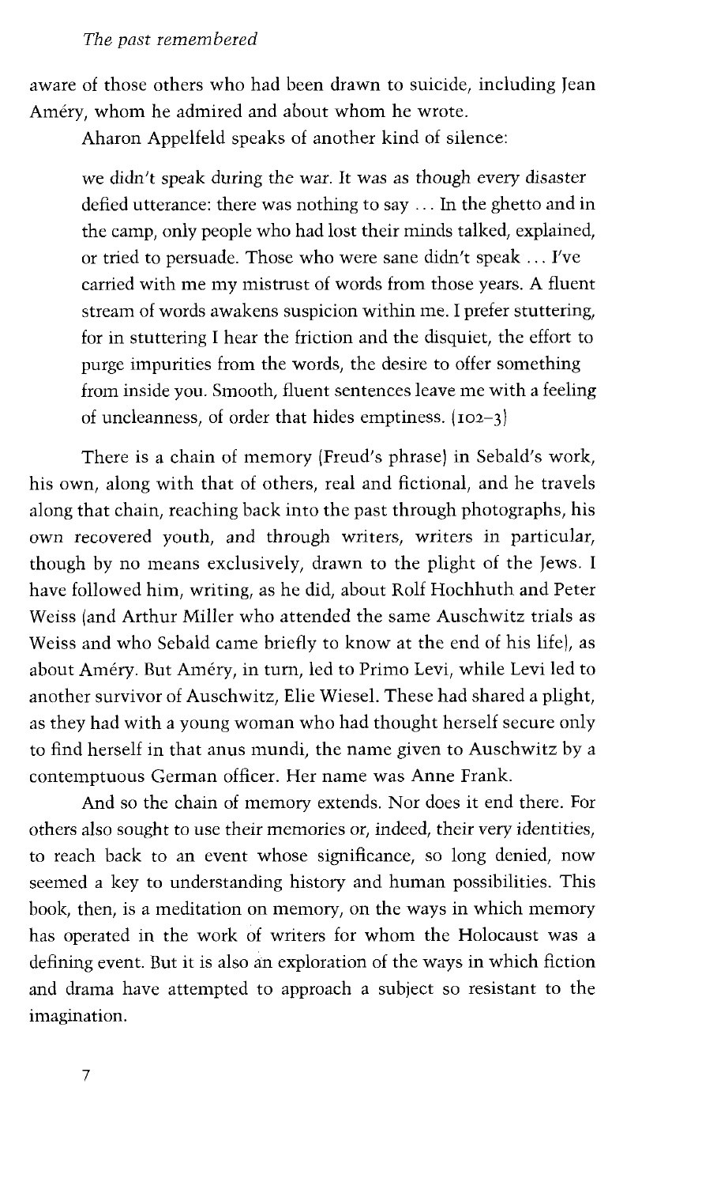aware of those others who had been drawn to suicide, including Jean Améry, whom he admired and about whom he wrote.

Aharon Appelfeld speaks of another kind of silence:

> we didn't speak during the war. It was as though every disaster defied utterance: there was nothing to say ... In the ghetto and in the camp, only people who had lost their minds talked, explained, or tried to persuade. Those who were sane didn't speak ... I've carried with me my mistrust of words from those years. A fluent stream of words awakens suspicion within me. I prefer stuttering, for in stuttering I hear the friction and the disquiet, the effort to purge impurities from the words, the desire to offer something from inside you. Smooth, fluent sentences leave me with a feeling of uncleanness, of order that hides emptiness. (102–3)

There is a chain of memory (Freud's phrase) in Sebald's work, his own, along with that of others, real and fictional, and he travels along that chain, reaching back into the past through photographs, his own recovered youth, and through writers, writers in particular, though by no means exclusively, drawn to the plight of the Jews. I have followed him, writing, as he did, about Rolf Hochhuth and Peter Weiss (and Arthur Miller who attended the same Auschwitz trials as Weiss and who Sebald came briefly to know at the end of his life), as about Améry. But Améry, in turn, led to Primo Levi, while Levi led to another survivor of Auschwitz, Elie Wiesel. These had shared a plight, as they had with a young woman who had thought herself secure only to find herself in that anus mundi, the name given to Auschwitz by a contemptuous German officer. Her name was Anne Frank.

And so the chain of memory extends. Nor does it end there. For others also sought to use their memories or, indeed, their very identities, to reach back to an event whose significance, so long denied, now seemed a key to understanding history and human possibilities. This book, then, is a meditation on memory, on the ways in which memory has operated in the work of writers for whom the Holocaust was a defining event. But it is also an exploration of the ways in which fiction and drama have attempted to approach a subject so resistant to the imagination.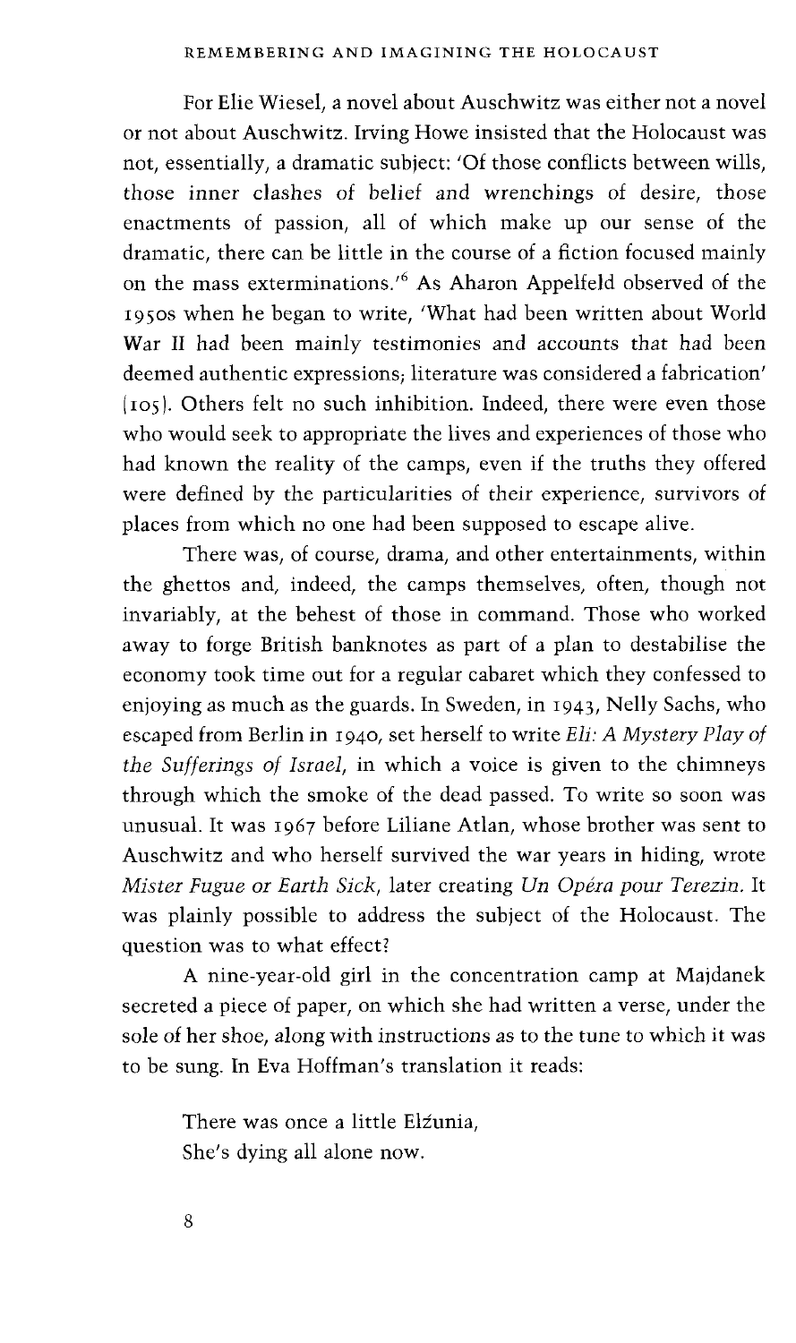For Elie Wiesel, a novel about Auschwitz was either not a novel or not about Auschwitz. Irving Howe insisted that the Holocaust was not, essentially, a dramatic subject: 'Of those conflicts between wills, those inner clashes of belief and wrenchings of desire, those enactments of passion, all of which make up our sense of the dramatic, there can be little in the course of a fiction focused mainly on the mass exterminations.'[6] As Aharon Appelfeld observed of the 1950s when he began to write, 'What had been written about World War II had been mainly testimonies and accounts that had been deemed authentic expressions; literature was considered a fabrication' (105). Others felt no such inhibition. Indeed, there were even those who would seek to appropriate the lives and experiences of those who had known the reality of the camps, even if the truths they offered were defined by the particularities of their experience, survivors of places from which no one had been supposed to escape alive.

There was, of course, drama, and other entertainments, within the ghettos and, indeed, the camps themselves, often, though not invariably, at the behest of those in command. Those who worked away to forge British banknotes as part of a plan to destabilise the economy took time out for a regular cabaret which they confessed to enjoying as much as the guards. In Sweden, in 1943, Nelly Sachs, who escaped from Berlin in 1940, set herself to write *Eli: A Mystery Play of the Sufferings of Israel*, in which a voice is given to the chimneys through which the smoke of the dead passed. To write so soon was unusual. It was 1967 before Liliane Atlan, whose brother was sent to Auschwitz and who herself survived the war years in hiding, wrote *Mister Fugue or Earth Sick*, later creating *Un Opéra pour Terezin*. It was plainly possible to address the subject of the Holocaust. The question was to what effect?

A nine-year-old girl in the concentration camp at Majdanek secreted a piece of paper, on which she had written a verse, under the sole of her shoe, along with instructions as to the tune to which it was to be sung. In Eva Hoffman's translation it reads:

> There was once a little Elźunia,
> She's dying all alone now.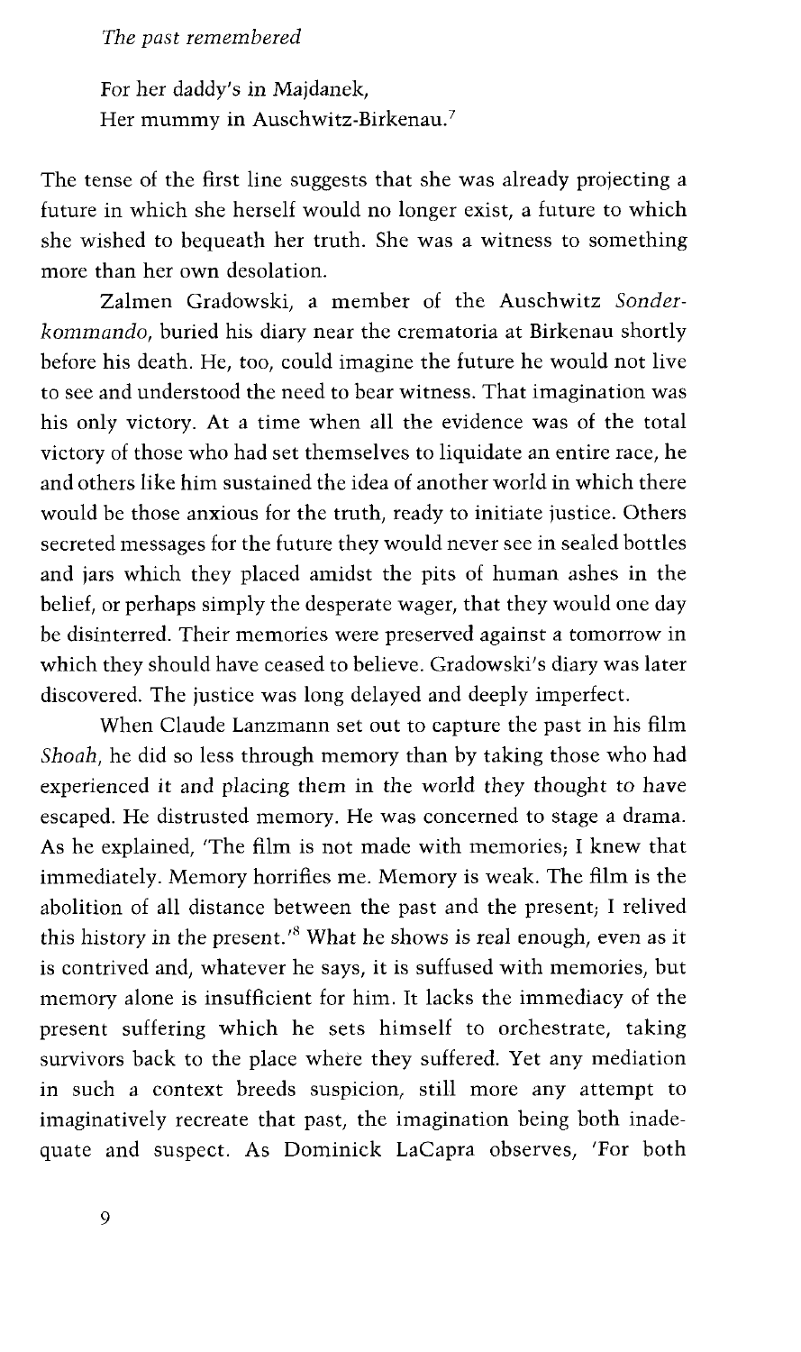For her daddy's in Majdanek,  
Her mummy in Auschwitz-Birkenau.[7]

The tense of the first line suggests that she was already projecting a future in which she herself would no longer exist, a future to which she wished to bequeath her truth. She was a witness to something more than her own desolation.

Zalmen Gradowski, a member of the Auschwitz *Sonderkommando*, buried his diary near the crematoria at Birkenau shortly before his death. He, too, could imagine the future he would not live to see and understood the need to bear witness. That imagination was his only victory. At a time when all the evidence was of the total victory of those who had set themselves to liquidate an entire race, he and others like him sustained the idea of another world in which there would be those anxious for the truth, ready to initiate justice. Others secreted messages for the future they would never see in sealed bottles and jars which they placed amidst the pits of human ashes in the belief, or perhaps simply the desperate wager, that they would one day be disinterred. Their memories were preserved against a tomorrow in which they should have ceased to believe. Gradowski's diary was later discovered. The justice was long delayed and deeply imperfect.

When Claude Lanzmann set out to capture the past in his film *Shoah*, he did so less through memory than by taking those who had experienced it and placing them in the world they thought to have escaped. He distrusted memory. He was concerned to stage a drama. As he explained, 'The film is not made with memories; I knew that immediately. Memory horrifies me. Memory is weak. The film is the abolition of all distance between the past and the present; I relived this history in the present.'[8] What he shows is real enough, even as it is contrived and, whatever he says, it is suffused with memories, but memory alone is insufficient for him. It lacks the immediacy of the present suffering which he sets himself to orchestrate, taking survivors back to the place where they suffered. Yet any mediation in such a context breeds suspicion, still more any attempt to imaginatively recreate that past, the imagination being both inadequate and suspect. As Dominick LaCapra observes, 'For both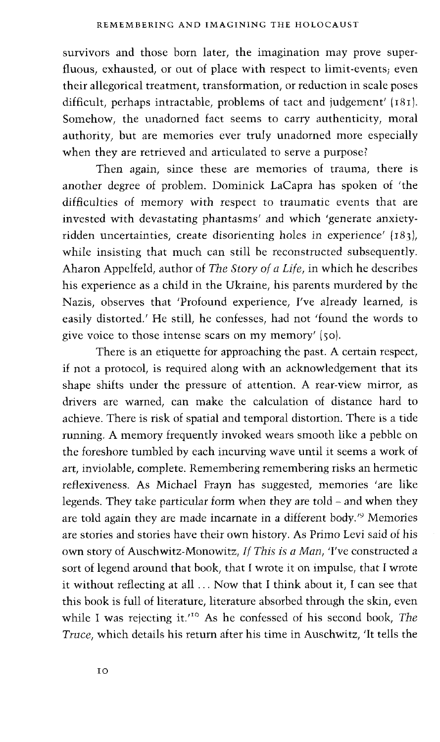survivors and those born later, the imagination may prove superfluous, exhausted, or out of place with respect to limit-events; even their allegorical treatment, transformation, or reduction in scale poses difficult, perhaps intractable, problems of tact and judgement' (181). Somehow, the unadorned fact seems to carry authenticity, moral authority, but are memories ever truly unadorned more especially when they are retrieved and articulated to serve a purpose?

Then again, since these are memories of trauma, there is another degree of problem. Dominick LaCapra has spoken of 'the difficulties of memory with respect to traumatic events that are invested with devastating phantasms' and which 'generate anxiety-ridden uncertainties, create disorienting holes in experience' (183), while insisting that much can still be reconstructed subsequently. Aharon Appelfeld, author of *The Story of a Life*, in which he describes his experience as a child in the Ukraine, his parents murdered by the Nazis, observes that 'Profound experience, I've already learned, is easily distorted.' He still, he confesses, had not 'found the words to give voice to those intense scars on my memory' (50).

There is an etiquette for approaching the past. A certain respect, if not a protocol, is required along with an acknowledgement that its shape shifts under the pressure of attention. A rear-view mirror, as drivers are warned, can make the calculation of distance hard to achieve. There is risk of spatial and temporal distortion. There is a tide running. A memory frequently invoked wears smooth like a pebble on the foreshore tumbled by each incurving wave until it seems a work of art, inviolable, complete. Remembering remembering risks an hermetic reflexiveness. As Michael Frayn has suggested, memories 'are like legends. They take particular form when they are told – and when they are told again they are made incarnate in a different body.'[9] Memories are stories and stories have their own history. As Primo Levi said of his own story of Auschwitz-Monowitz, *If This is a Man*, 'I've constructed a sort of legend around that book, that I wrote it on impulse, that I wrote it without reflecting at all ... Now that I think about it, I can see that this book is full of literature, literature absorbed through the skin, even while I was rejecting it.'[10] As he confessed of his second book, *The Truce*, which details his return after his time in Auschwitz, 'It tells the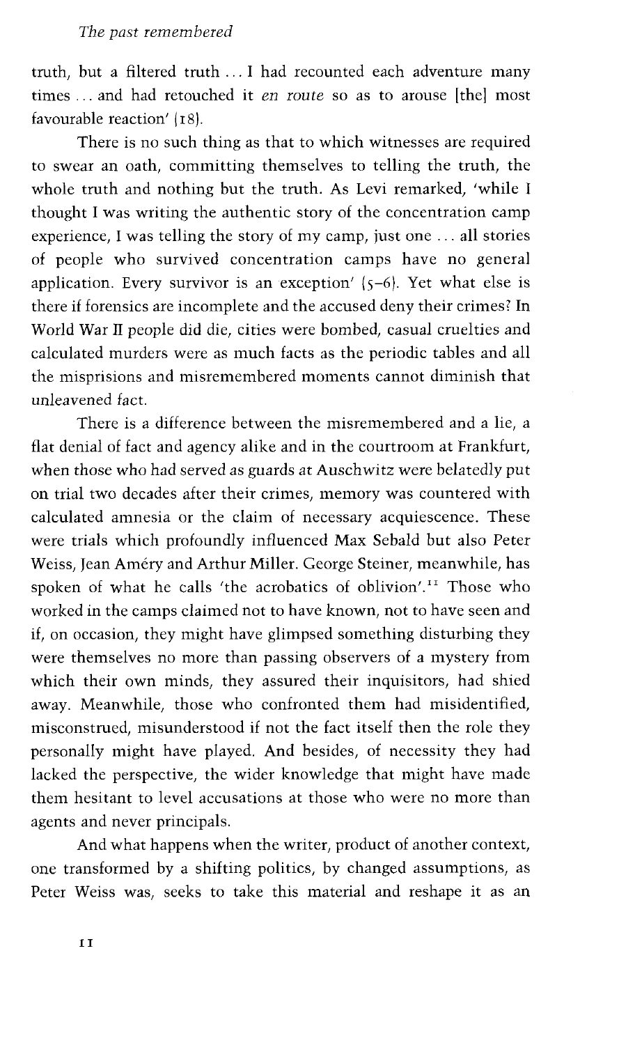truth, but a filtered truth ... I had recounted each adventure many times ... and had retouched it *en route* so as to arouse [the] most favourable reaction' (18).

There is no such thing as that to which witnesses are required to swear an oath, committing themselves to telling the truth, the whole truth and nothing but the truth. As Levi remarked, 'while I thought I was writing the authentic story of the concentration camp experience, I was telling the story of my camp, just one ... all stories of people who survived concentration camps have no general application. Every survivor is an exception' (5–6). Yet what else is there if forensics are incomplete and the accused deny their crimes? In World War II people did die, cities were bombed, casual cruelties and calculated murders were as much facts as the periodic tables and all the misprisions and misremembered moments cannot diminish that unleavened fact.

There is a difference between the misremembered and a lie, a flat denial of fact and agency alike and in the courtroom at Frankfurt, when those who had served as guards at Auschwitz were belatedly put on trial two decades after their crimes, memory was countered with calculated amnesia or the claim of necessary acquiescence. These were trials which profoundly influenced Max Sebald but also Peter Weiss, Jean Améry and Arthur Miller. George Steiner, meanwhile, has spoken of what he calls 'the acrobatics of oblivion'.[11] Those who worked in the camps claimed not to have known, not to have seen and if, on occasion, they might have glimpsed something disturbing they were themselves no more than passing observers of a mystery from which their own minds, they assured their inquisitors, had shied away. Meanwhile, those who confronted them had misidentified, misconstrued, misunderstood if not the fact itself then the role they personally might have played. And besides, of necessity they had lacked the perspective, the wider knowledge that might have made them hesitant to level accusations at those who were no more than agents and never principals.

And what happens when the writer, product of another context, one transformed by a shifting politics, by changed assumptions, as Peter Weiss was, seeks to take this material and reshape it as an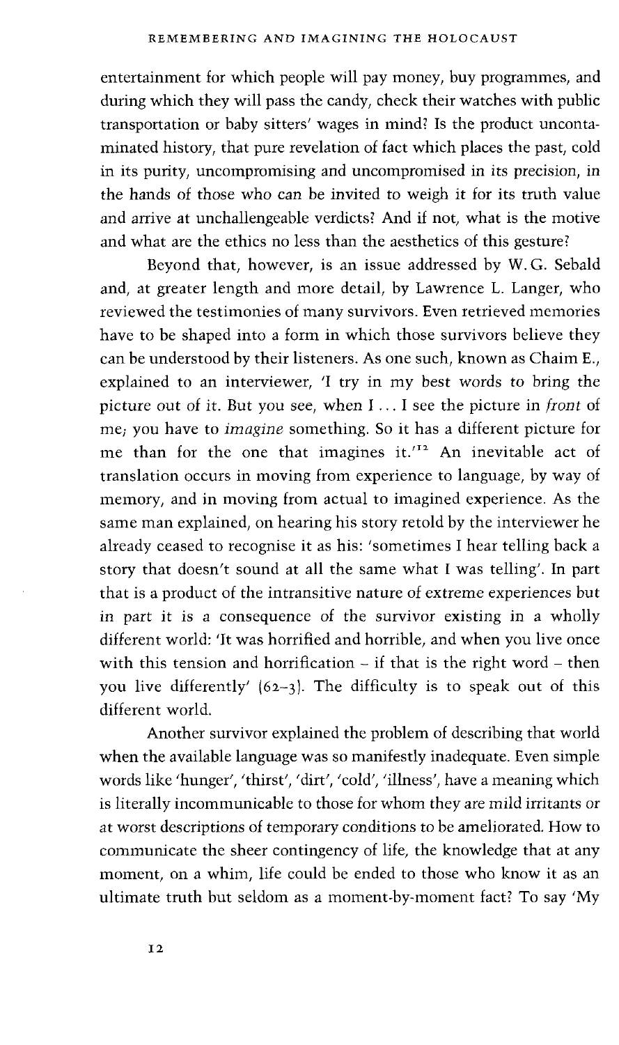entertainment for which people will pay money, buy programmes, and during which they will pass the candy, check their watches with public transportation or baby sitters' wages in mind? Is the product uncontaminated history, that pure revelation of fact which places the past, cold in its purity, uncompromising and uncompromised in its precision, in the hands of those who can be invited to weigh it for its truth value and arrive at unchallengeable verdicts? And if not, what is the motive and what are the ethics no less than the aesthetics of this gesture?

Beyond that, however, is an issue addressed by W. G. Sebald and, at greater length and more detail, by Lawrence L. Langer, who reviewed the testimonies of many survivors. Even retrieved memories have to be shaped into a form in which those survivors believe they can be understood by their listeners. As one such, known as Chaim E., explained to an interviewer, 'I try in my best words to bring the picture out of it. But you see, when I ... I see the picture in *front* of me; you have to *imagine* something. So it has a different picture for me than for the one that imagines it.'[12] An inevitable act of translation occurs in moving from experience to language, by way of memory, and in moving from actual to imagined experience. As the same man explained, on hearing his story retold by the interviewer he already ceased to recognise it as his: 'sometimes I hear telling back a story that doesn't sound at all the same what I was telling'. In part that is a product of the intransitive nature of extreme experiences but in part it is a consequence of the survivor existing in a wholly different world: 'It was horrified and horrible, and when you live once with this tension and horrification – if that is the right word – then you live differently' (62–3). The difficulty is to speak out of this different world.

Another survivor explained the problem of describing that world when the available language was so manifestly inadequate. Even simple words like 'hunger', 'thirst', 'dirt', 'cold', 'illness', have a meaning which is literally incommunicable to those for whom they are mild irritants or at worst descriptions of temporary conditions to be ameliorated. How to communicate the sheer contingency of life, the knowledge that at any moment, on a whim, life could be ended to those who know it as an ultimate truth but seldom as a moment-by-moment fact? To say 'My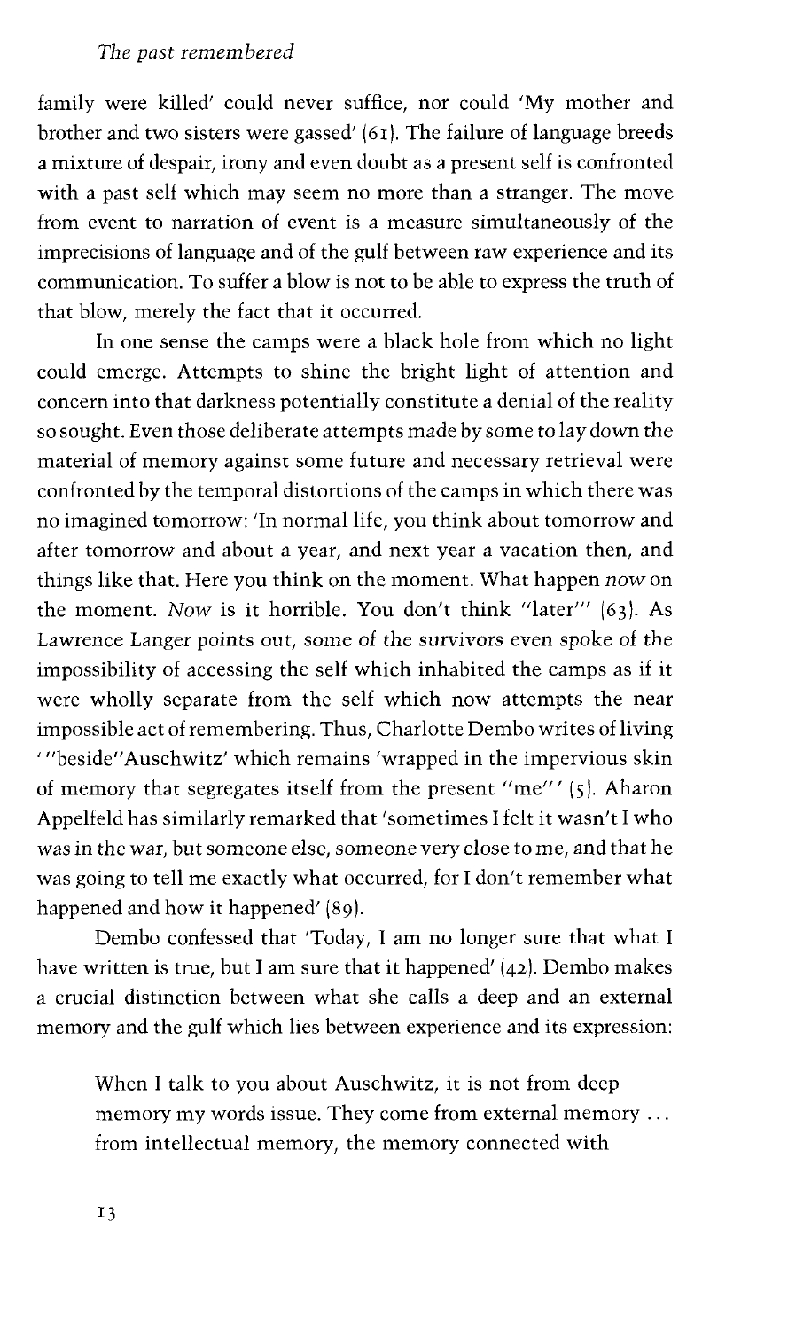family were killed' could never suffice, nor could 'My mother and brother and two sisters were gassed' (61). The failure of language breeds a mixture of despair, irony and even doubt as a present self is confronted with a past self which may seem no more than a stranger. The move from event to narration of event is a measure simultaneously of the imprecisions of language and of the gulf between raw experience and its communication. To suffer a blow is not to be able to express the truth of that blow, merely the fact that it occurred.

In one sense the camps were a black hole from which no light could emerge. Attempts to shine the bright light of attention and concern into that darkness potentially constitute a denial of the reality so sought. Even those deliberate attempts made by some to lay down the material of memory against some future and necessary retrieval were confronted by the temporal distortions of the camps in which there was no imagined tomorrow: 'In normal life, you think about tomorrow and after tomorrow and about a year, and next year a vacation then, and things like that. Here you think on the moment. What happen *now* on the moment. *Now* is it horrible. You don't think "later"' (63). As Lawrence Langer points out, some of the survivors even spoke of the impossibility of accessing the self which inhabited the camps as if it were wholly separate from the self which now attempts the near impossible act of remembering. Thus, Charlotte Dembo writes of living '"beside"Auschwitz' which remains 'wrapped in the impervious skin of memory that segregates itself from the present "me"' (5). Aharon Appelfeld has similarly remarked that 'sometimes I felt it wasn't I who was in the war, but someone else, someone very close to me, and that he was going to tell me exactly what occurred, for I don't remember what happened and how it happened' (89).

Dembo confessed that 'Today, I am no longer sure that what I have written is true, but I am sure that it happened' (42). Dembo makes a crucial distinction between what she calls a deep and an external memory and the gulf which lies between experience and its expression:

> When I talk to you about Auschwitz, it is not from deep memory my words issue. They come from external memory ... from intellectual memory, the memory connected with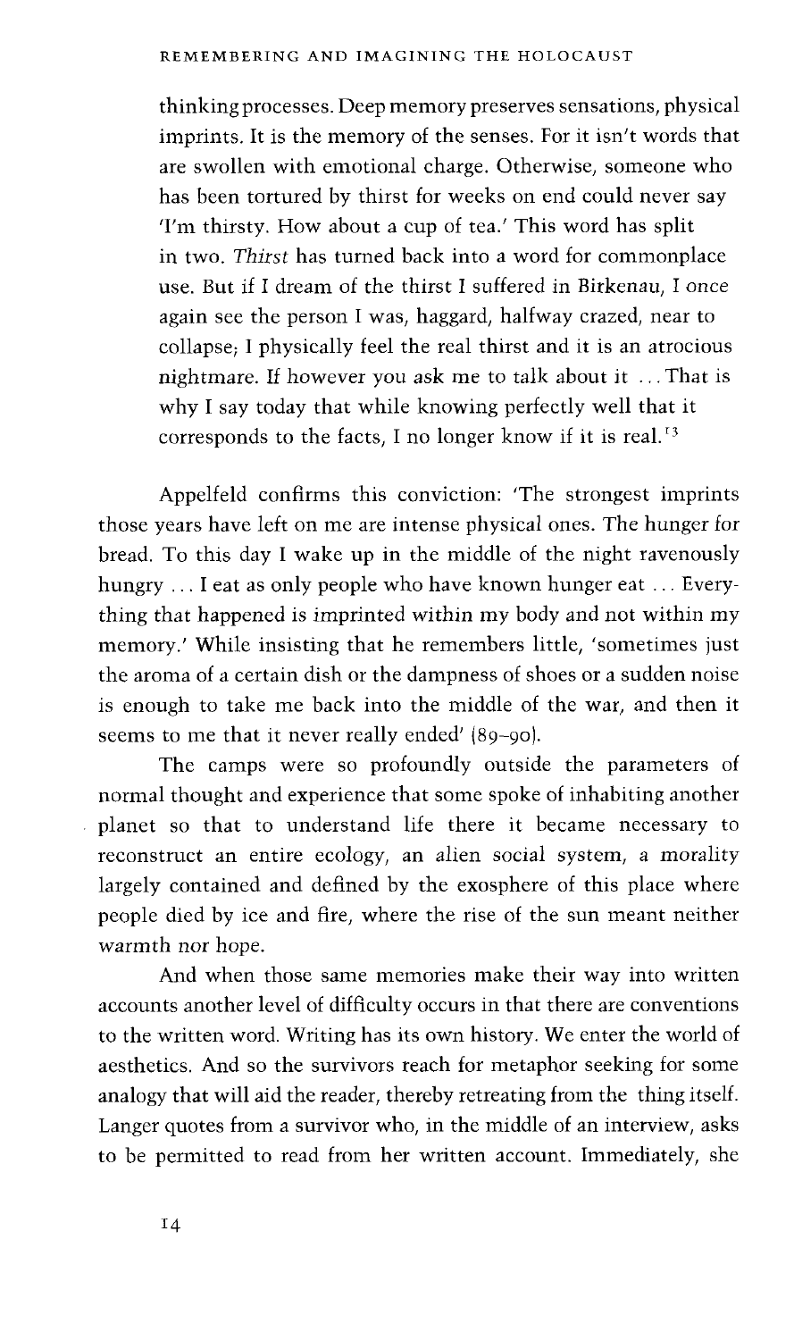thinking processes. Deep memory preserves sensations, physical imprints. It is the memory of the senses. For it isn't words that are swollen with emotional charge. Otherwise, someone who has been tortured by thirst for weeks on end could never say 'I'm thirsty. How about a cup of tea.' This word has split in two. *Thirst* has turned back into a word for commonplace use. But if I dream of the thirst I suffered in Birkenau, I once again see the person I was, haggard, halfway crazed, near to collapse; I physically feel the real thirst and it is an atrocious nightmare. If however you ask me to talk about it ... That is why I say today that while knowing perfectly well that it corresponds to the facts, I no longer know if it is real.'[13]

Appelfeld confirms this conviction: 'The strongest imprints those years have left on me are intense physical ones. The hunger for bread. To this day I wake up in the middle of the night ravenously hungry ... I eat as only people who have known hunger eat ... Everything that happened is imprinted within my body and not within my memory.' While insisting that he remembers little, 'sometimes just the aroma of a certain dish or the dampness of shoes or a sudden noise is enough to take me back into the middle of the war, and then it seems to me that it never really ended' (89–90).

The camps were so profoundly outside the parameters of normal thought and experience that some spoke of inhabiting another planet so that to understand life there it became necessary to reconstruct an entire ecology, an alien social system, a morality largely contained and defined by the exosphere of this place where people died by ice and fire, where the rise of the sun meant neither warmth nor hope.

And when those same memories make their way into written accounts another level of difficulty occurs in that there are conventions to the written word. Writing has its own history. We enter the world of aesthetics. And so the survivors reach for metaphor seeking for some analogy that will aid the reader, thereby retreating from the thing itself. Langer quotes from a survivor who, in the middle of an interview, asks to be permitted to read from her written account. Immediately, she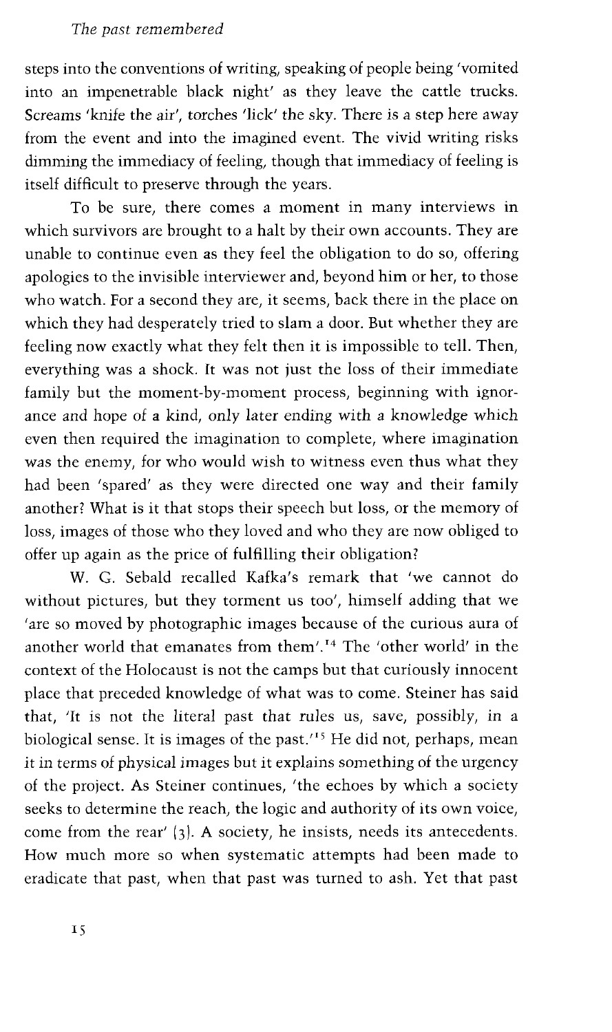steps into the conventions of writing, speaking of people being 'vomited into an impenetrable black night' as they leave the cattle trucks. Screams 'knife the air', torches 'lick' the sky. There is a step here away from the event and into the imagined event. The vivid writing risks dimming the immediacy of feeling, though that immediacy of feeling is itself difficult to preserve through the years.

To be sure, there comes a moment in many interviews in which survivors are brought to a halt by their own accounts. They are unable to continue even as they feel the obligation to do so, offering apologies to the invisible interviewer and, beyond him or her, to those who watch. For a second they are, it seems, back there in the place on which they had desperately tried to slam a door. But whether they are feeling now exactly what they felt then it is impossible to tell. Then, everything was a shock. It was not just the loss of their immediate family but the moment-by-moment process, beginning with ignorance and hope of a kind, only later ending with a knowledge which even then required the imagination to complete, where imagination was the enemy, for who would wish to witness even thus what they had been 'spared' as they were directed one way and their family another? What is it that stops their speech but loss, or the memory of loss, images of those who they loved and who they are now obliged to offer up again as the price of fulfilling their obligation?

W. G. Sebald recalled Kafka's remark that 'we cannot do without pictures, but they torment us too', himself adding that we 'are so moved by photographic images because of the curious aura of another world that emanates from them'.[14] The 'other world' in the context of the Holocaust is not the camps but that curiously innocent place that preceded knowledge of what was to come. Steiner has said that, 'It is not the literal past that rules us, save, possibly, in a biological sense. It is images of the past.'[15] He did not, perhaps, mean it in terms of physical images but it explains something of the urgency of the project. As Steiner continues, 'the echoes by which a society seeks to determine the reach, the logic and authority of its own voice, come from the rear' (3). A society, he insists, needs its antecedents. How much more so when systematic attempts had been made to eradicate that past, when that past was turned to ash. Yet that past